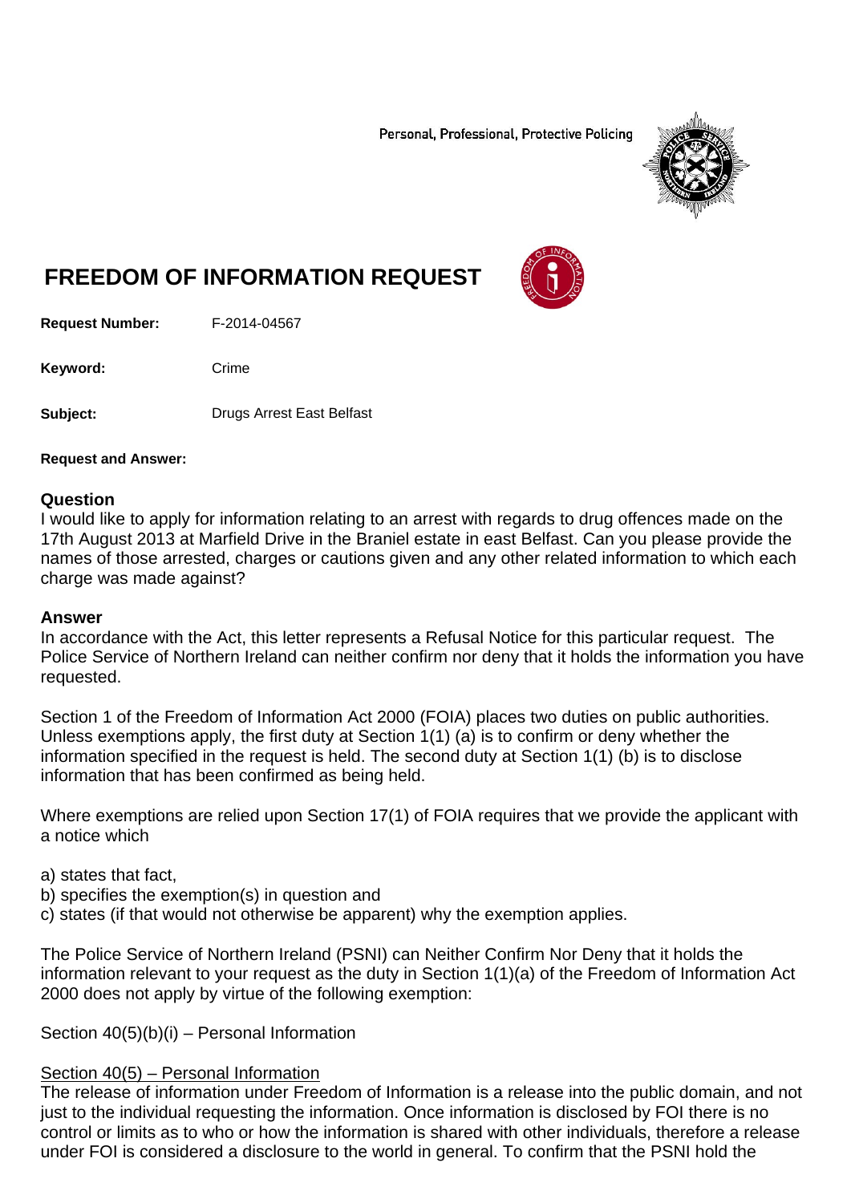Personal, Professional, Protective Policing

# FREEDOM OF INFORMATION REQUEST

**Request Number:** F-2014-04567

**Keyword:** Crime

**Subject:** Drugs Arrest East Belfast

**Request and Answer:**

## Question

I would like to apply for information relating to an arrest with regards to drug offences made on the 17th August 2013 at Marfield Drive in the Braniel estate in east Belfast. Can you please provide the names of those arrested, charges or cautions given and any other related information to which each charge was made against?

## Answer

In accordance with the Act, this letter represents a Refusal Notice for this particular request. The Police Service of Northern Ireland can neither confirm nor deny that it holds the information you have requested.

Section 1 of the Freedom of Information Act 2000 (FOIA) places two duties on public authorities. Unless exemptions apply, the first duty at Section 1(1) (a) is to confirm or deny whether the information specified in the request is held. The second duty at Section 1(1) (b) is to disclose information that has been confirmed as being held.

Where exemptions are relied upon Section 17(1) of FOIA requires that we provide the applicant with a notice which

a) states that fact,
b) specifies the exemption(s) in question and
c) states (if that would not otherwise be apparent) why the exemption applies.

The Police Service of Northern Ireland (PSNI) can Neither Confirm Nor Deny that it holds the information relevant to your request as the duty in Section 1(1)(a) of the Freedom of Information Act 2000 does not apply by virtue of the following exemption:

Section 40(5)(b)(i) – Personal Information

Section 40(5) – Personal Information

The release of information under Freedom of Information is a release into the public domain, and not just to the individual requesting the information. Once information is disclosed by FOI there is no control or limits as to who or how the information is shared with other individuals, therefore a release under FOI is considered a disclosure to the world in general. To confirm that the PSNI hold the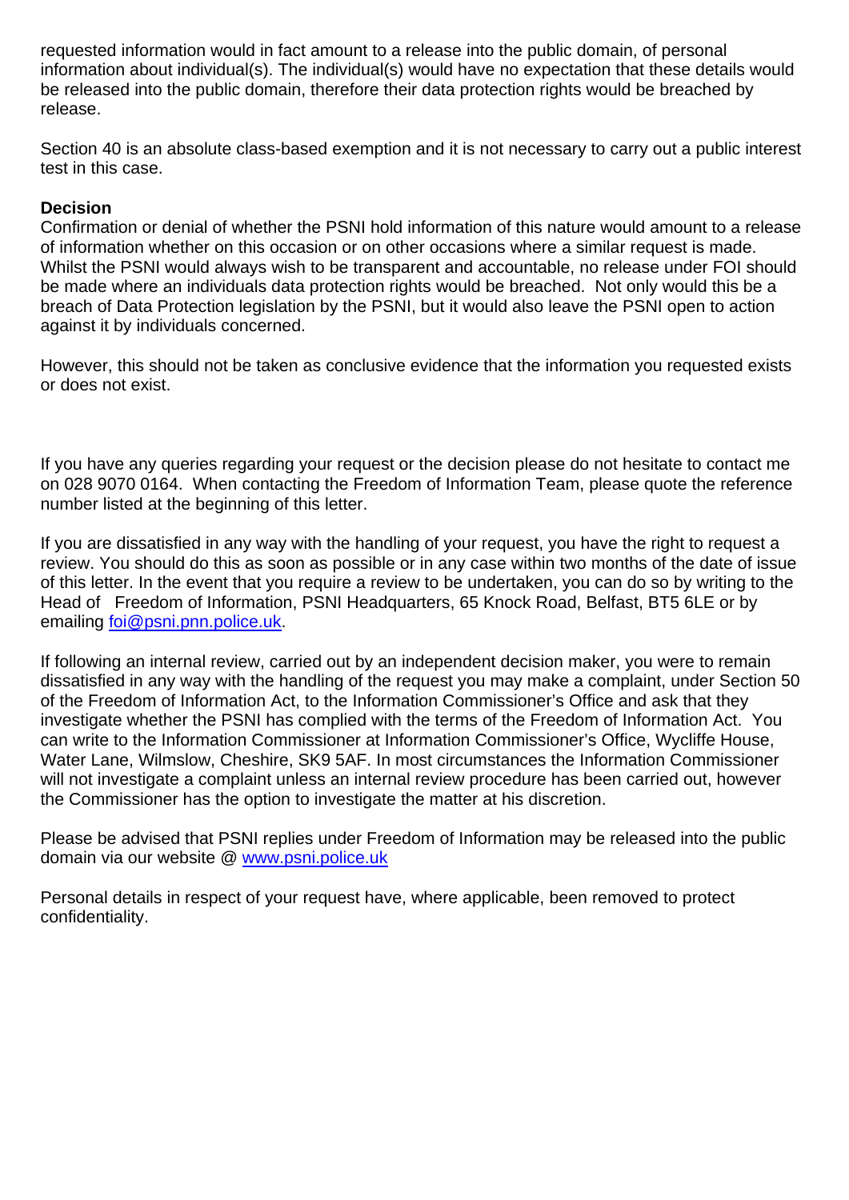requested information would in fact amount to a release into the public domain, of personal information about individual(s). The individual(s) would have no expectation that these details would be released into the public domain, therefore their data protection rights would be breached by release.

Section 40 is an absolute class-based exemption and it is not necessary to carry out a public interest test in this case.

**Decision**

Confirmation or denial of whether the PSNI hold information of this nature would amount to a release of information whether on this occasion or on other occasions where a similar request is made. Whilst the PSNI would always wish to be transparent and accountable, no release under FOI should be made where an individuals data protection rights would be breached. Not only would this be a breach of Data Protection legislation by the PSNI, but it would also leave the PSNI open to action against it by individuals concerned.

However, this should not be taken as conclusive evidence that the information you requested exists or does not exist.

If you have any queries regarding your request or the decision please do not hesitate to contact me on 028 9070 0164. When contacting the Freedom of Information Team, please quote the reference number listed at the beginning of this letter.

If you are dissatisfied in any way with the handling of your request, you have the right to request a review. You should do this as soon as possible or in any case within two months of the date of issue of this letter. In the event that you require a review to be undertaken, you can do so by writing to the Head of Freedom of Information, PSNI Headquarters, 65 Knock Road, Belfast, BT5 6LE or by emailing foi@psni.pnn.police.uk.

If following an internal review, carried out by an independent decision maker, you were to remain dissatisfied in any way with the handling of the request you may make a complaint, under Section 50 of the Freedom of Information Act, to the Information Commissioner's Office and ask that they investigate whether the PSNI has complied with the terms of the Freedom of Information Act. You can write to the Information Commissioner at Information Commissioner's Office, Wycliffe House, Water Lane, Wilmslow, Cheshire, SK9 5AF. In most circumstances the Information Commissioner will not investigate a complaint unless an internal review procedure has been carried out, however the Commissioner has the option to investigate the matter at his discretion.

Please be advised that PSNI replies under Freedom of Information may be released into the public domain via our website @ www.psni.police.uk

Personal details in respect of your request have, where applicable, been removed to protect confidentiality.